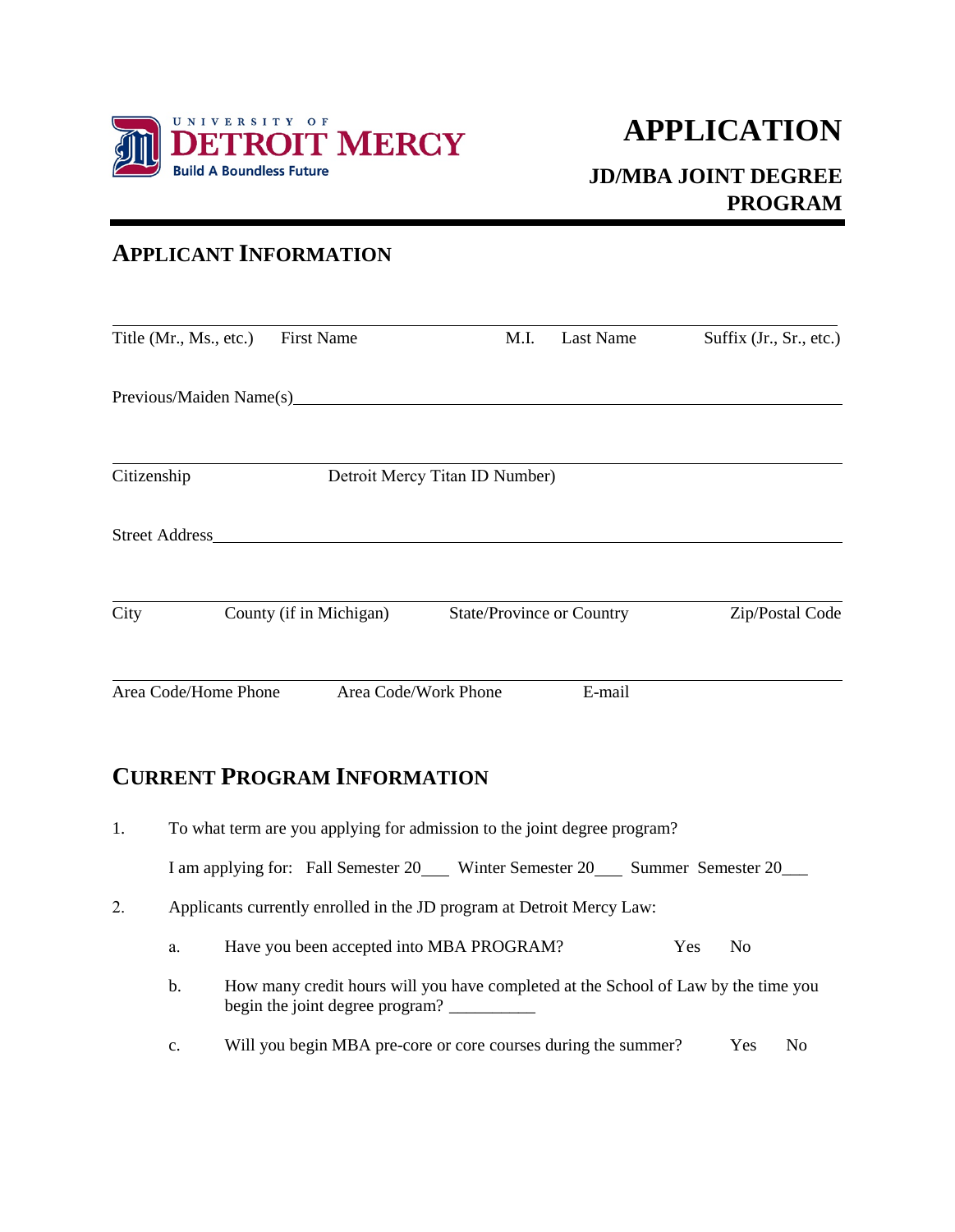UNIVERSITY OF DETROIT MERCY

Build A Boundless Future

# APPLICATION

## JD/MBA JOINT DEGREE PROGRAM

## APPLICANT INFORMATION

_______________________________________________________________

Title (Mr., Ms., etc.)    First Name    M.I.    Last Name    Suffix (Jr., Sr., etc.)

Previous/Maiden Name(s)_______________________________________________

_______________________________________________________________

Citizenship    Detroit Mercy Titan ID Number)

Street Address_________________________________________________

_______________________________________________________________

City    County (if in Michigan)    State/Province or Country    Zip/Postal Code

_______________________________________________________________

Area Code/Home Phone    Area Code/Work Phone    E-mail

## CURRENT PROGRAM INFORMATION

1. To what term are you applying for admission to the joint degree program?

   I am applying for: Fall Semester 20___ Winter Semester 20___ Summer Semester 20___

2. Applicants currently enrolled in the JD program at Detroit Mercy Law:

   a. Have you been accepted into MBA PROGRAM? Yes No

   b. How many credit hours will you have completed at the School of Law by the time you begin the joint degree program? __________

   c. Will you begin MBA pre-core or core courses during the summer? Yes No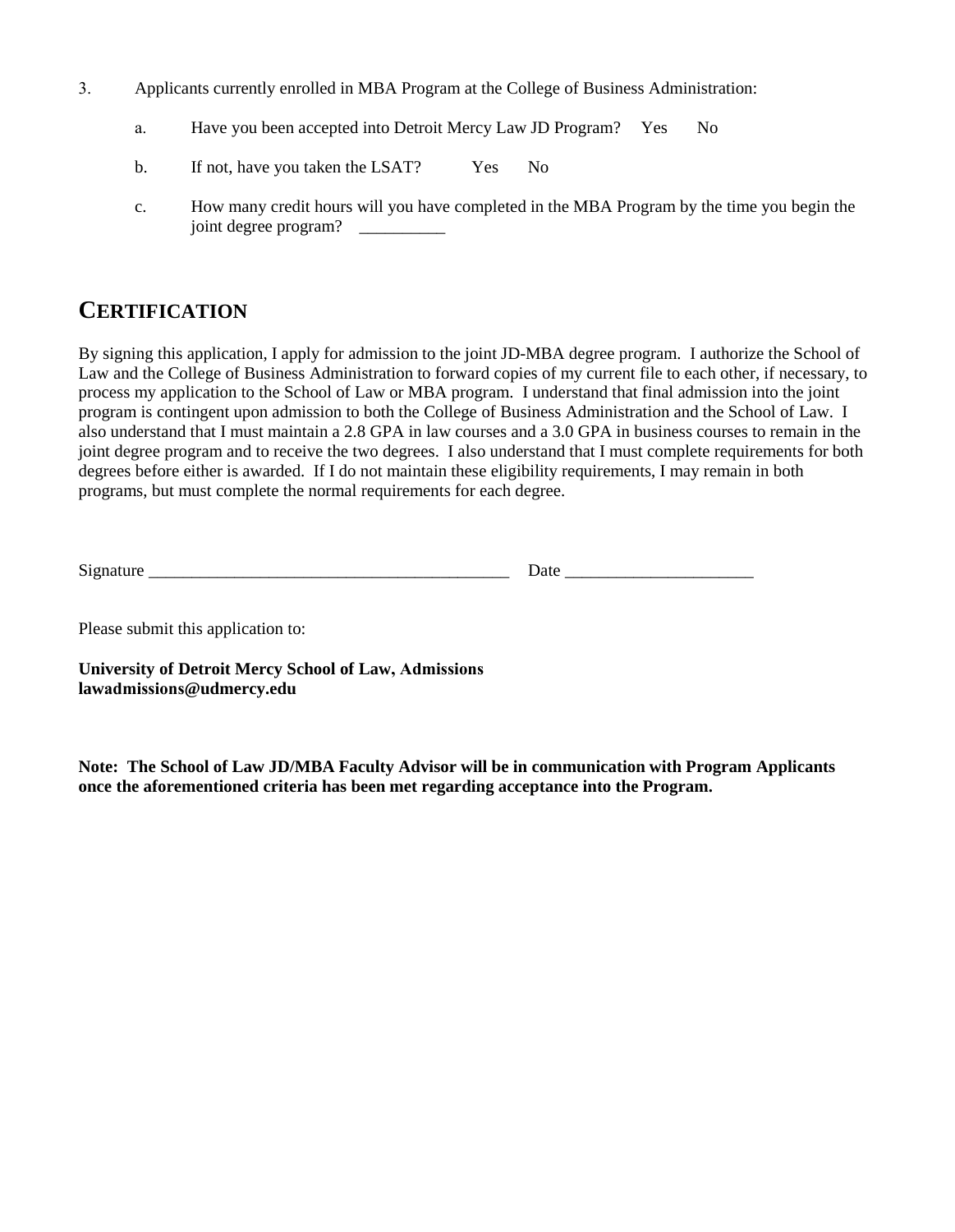3. Applicants currently enrolled in MBA Program at the College of Business Administration:

   a. Have you been accepted into Detroit Mercy Law JD Program? Yes No

   b. If not, have you taken the LSAT? Yes No

   c. How many credit hours will you have completed in the MBA Program by the time you begin the joint degree program? __________

## CERTIFICATION

By signing this application, I apply for admission to the joint JD-MBA degree program. I authorize the School of Law and the College of Business Administration to forward copies of my current file to each other, if necessary, to process my application to the School of Law or MBA program. I understand that final admission into the joint program is contingent upon admission to both the College of Business Administration and the School of Law. I also understand that I must maintain a 2.8 GPA in law courses and a 3.0 GPA in business courses to remain in the joint degree program and to receive the two degrees. I also understand that I must complete requirements for both degrees before either is awarded. If I do not maintain these eligibility requirements, I may remain in both programs, but must complete the normal requirements for each degree.

Signature ___________________________________________ Date ______________________

Please submit this application to:

**University of Detroit Mercy School of Law, Admissions**
**lawadmissions@udmercy.edu**

**Note: The School of Law JD/MBA Faculty Advisor will be in communication with Program Applicants once the aforementioned criteria has been met regarding acceptance into the Program.**